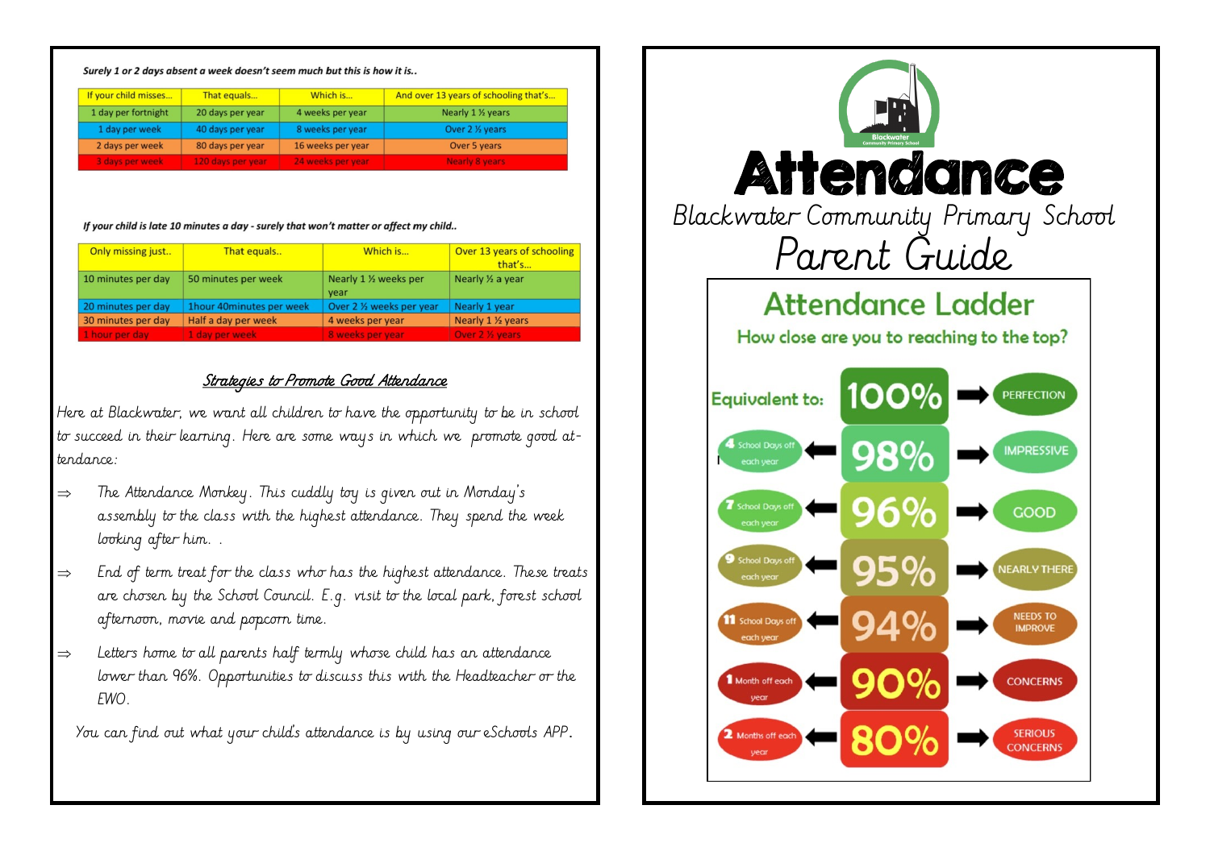*Surely 1 or 2 days absent a week doesn't seem much but this is how it is..*

| If your child misses... | That equals... | Which is... | And over 13 years of schooling that's... |
|---|---|---|---|
| 1 day per fortnight | 20 days per year | 4 weeks per year | Nearly 1 ½ years |
| 1 day per week | 40 days per year | 8 weeks per year | Over 2 ½ years |
| 2 days per week | 80 days per year | 16 weeks per year | Over 5 years |
| 3 days per week | 120 days per year | 24 weeks per year | Nearly 8 years |

*If your child is late 10 minutes a day - surely that won't matter or affect my child..*

| Only missing just.. | That equals.. | Which is... | Over 13 years of schooling that's... |
|---|---|---|---|
| 10 minutes per day | 50 minutes per week | Nearly 1 ½ weeks per year | Nearly ½ a year |
| 20 minutes per day | 1hour 40minutes per week | Over 2 ½ weeks per year | Nearly 1 year |
| 30 minutes per day | Half a day per week | 4 weeks per year | Nearly 1 ½ years |
| 1 hour per day | 1 day per week | 8 weeks per year | Over 2 ½ years |

## Strategies to Promote Good Attendance

Here at Blackwater, we want all children to have the opportunity to be in school to succeed in their learning. Here are some ways in which we promote good attendance:

- The Attendance Monkey. This cuddly toy is given out in Monday's assembly to the class with the highest attendance. They spend the week looking after him. .
- End of term treat for the class who has the highest attendance. These treats are chosen by the School Council. E.g. visit to the local park, forest school afternoon, movie and popcorn time.
- Letters home to all parents half termly whose child has an attendance lower than 96%. Opportunities to discuss this with the Headteacher or the EWO.

You can find out what your child's attendance is by using our eSchools APP.

# Attendance

## Blackwater Community Primary School

## Parent Guide

### Attendance Ladder

How close are you to reaching to the top?

| Equivalent to: | Attendance | |
|---|---|---|
| | 100% | PERFECTION |
| 4 School Days off each year | 98% | IMPRESSIVE |
| 7 School Days off each year | 96% | GOOD |
| 9 School Days off each year | 95% | NEARLY THERE |
| 11 School Days off each year | 94% | NEEDS TO IMPROVE |
| 1 Month off each year | 90% | CONCERNS |
| 2 Months off each year | 80% | SERIOUS CONCERNS |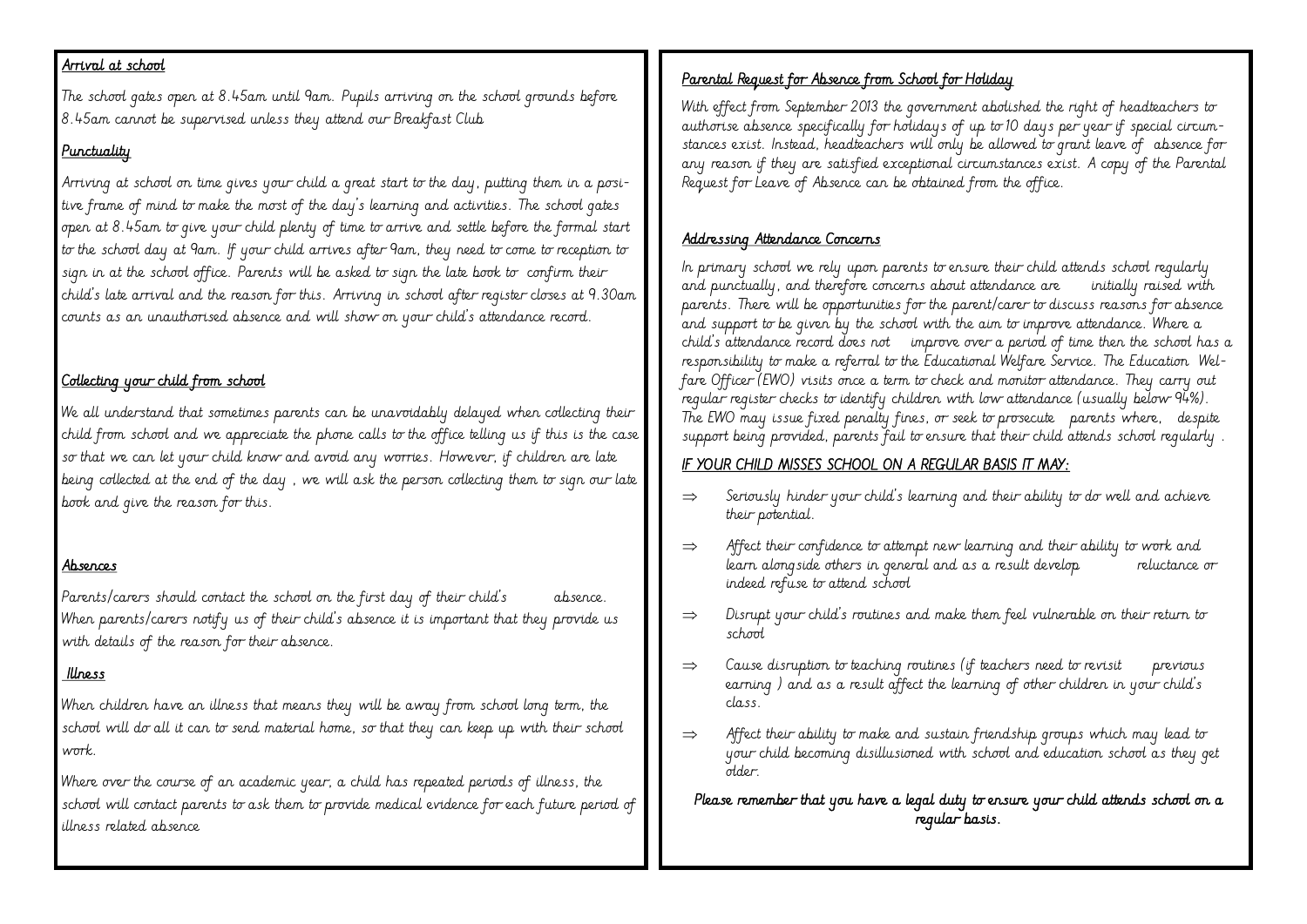### Arrival at school

The school gates open at 8.45am until 9am. Pupils arriving on the school grounds before 8.45am cannot be supervised unless they attend our Breakfast Club

### Punctuality

Arriving at school on time gives your child a great start to the day, putting them in a positive frame of mind to make the most of the day's learning and activities. The school gates open at 8.45am to give your child plenty of time to arrive and settle before the formal start to the school day at 9am. If your child arrives after 9am, they need to come to reception to sign in at the school office. Parents will be asked to sign the late book to confirm their child's late arrival and the reason for this. Arriving in school after register closes at 9.30am counts as an unauthorised absence and will show on your child's attendance record.

### Collecting your child from school

We all understand that sometimes parents can be unavoidably delayed when collecting their child from school and we appreciate the phone calls to the office telling us if this is the case so that we can let your child know and avoid any worries. However, if children are late being collected at the end of the day , we will ask the person collecting them to sign our late book and give the reason for this.

### Absences

Parents/carers should contact the school on the first day of their child's absence. When parents/carers notify us of their child's absence it is important that they provide us with details of the reason for their absence.

### Illness

When children have an illness that means they will be away from school long term, the school will do all it can to send material home, so that they can keep up with their school work.

Where over the course of an academic year, a child has repeated periods of illness, the school will contact parents to ask them to provide medical evidence for each future period of illness related absence

### Parental Request for Absence from School for Holiday

With effect from September 2013 the government abolished the right of headteachers to authorise absence specifically for holidays of up to 10 days per year if special circumstances exist. Instead, headteachers will only be allowed to grant leave of absence for any reason if they are satisfied exceptional circumstances exist. A copy of the Parental Request for Leave of Absence can be obtained from the office.

### Addressing Attendance Concerns

In primary school we rely upon parents to ensure their child attends school regularly and punctually, and therefore concerns about attendance are initially raised with parents. There will be opportunities for the parent/carer to discuss reasons for absence and support to be given by the school with the aim to improve attendance. Where a child's attendance record does not improve over a period of time then the school has a responsibility to make a referral to the Educational Welfare Service. The Education Welfare Officer (EWO) visits once a term to check and monitor attendance. They carry out regular register checks to identify children with low attendance (usually below 94%). The EWO may issue fixed penalty fines, or seek to prosecute parents where, despite support being provided, parents fail to ensure that their child attends school regularly .

### IF YOUR CHILD MISSES SCHOOL ON A REGULAR BASIS IT MAY:

- ⇒ Seriously hinder your child's learning and their ability to do well and achieve their potential.
- ⇒ Affect their confidence to attempt new learning and their ability to work and learn alongside others in general and as a result develop reluctance or indeed refuse to attend school
- ⇒ Disrupt your child's routines and make them feel vulnerable on their return to school
- ⇒ Cause disruption to teaching routines (if teachers need to revisit previous earning ) and as a result affect the learning of other children in your child's class.
- ⇒ Affect their ability to make and sustain friendship groups which may lead to your child becoming disillusioned with school and education school as they get older.

**Please remember that you have a legal duty to ensure your child attends school on a regular basis.**